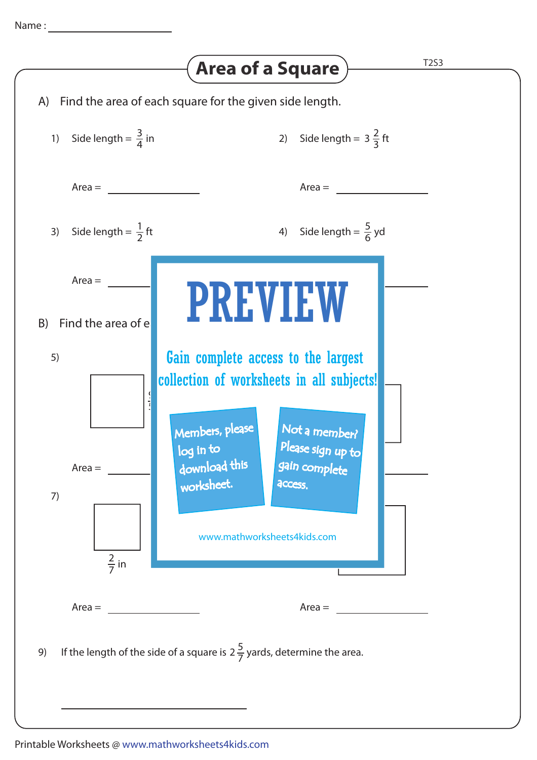Name : ____________________

# Area of a Square

T2S3

A) Find the area of each square for the given side length.

1) Side length = $\frac{3}{4}$ in

Area = ____________

2) Side length = $3\frac{2}{3}$ ft

Area = ____________

3) Side length = $\frac{1}{2}$ ft

Area = ____________

4) Side length = $\frac{5}{6}$ yd

Area = ____________

B) Find the area of e

5)

Area = ____________

**PREVIEW**

Gain complete access to the largest collection of worksheets in all subjects!

Members, please log in to download this worksheet.

Not a member? Please sign up to gain complete access.

www.mathworksheets4kids.com

7)

$\frac{2}{7}$ in

Area = ____________

Area = ____________

9) If the length of the side of a square is $2\frac{5}{7}$ yards, determine the area.

____________________

Printable Worksheets @ www.mathworksheets4kids.com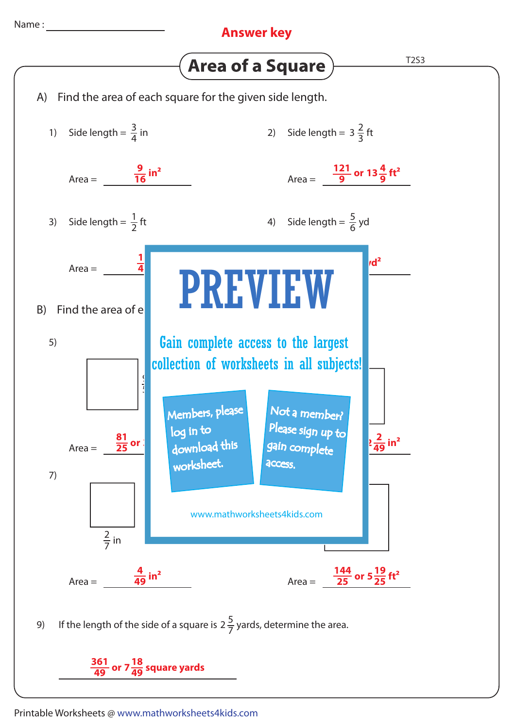Name : ________________

**Answer key**

# Area of a Square

T2S3

A) Find the area of each square for the given side length.

1) Side length = $\frac{3}{4}$ in

Area = $\frac{9}{16}$ in²

2) Side length = $3\frac{2}{3}$ ft

Area = $\frac{121}{9}$ or $13\frac{4}{9}$ ft²

3) Side length = $\frac{1}{2}$ ft

Area = $\frac{1}{4}$

4) Side length = $\frac{5}{6}$ yd

Area = yd²

B) Find the area of e

5)

Area = $\frac{81}{25}$ or

Area = $\frac{2}{49}$ in²

PREVIEW

Gain complete access to the largest collection of worksheets in all subjects!

Members, please log in to download this worksheet.

Not a member? Please sign up to gain complete access.

www.mathworksheets4kids.com

7)

$\frac{2}{7}$ in

Area = $\frac{4}{49}$ in²

Area = $\frac{144}{25}$ or $5\frac{19}{25}$ ft²

9) If the length of the side of a square is $2\frac{5}{7}$ yards, determine the area.

$\frac{361}{49}$ or $7\frac{18}{49}$ square yards

Printable Worksheets @ www.mathworksheets4kids.com